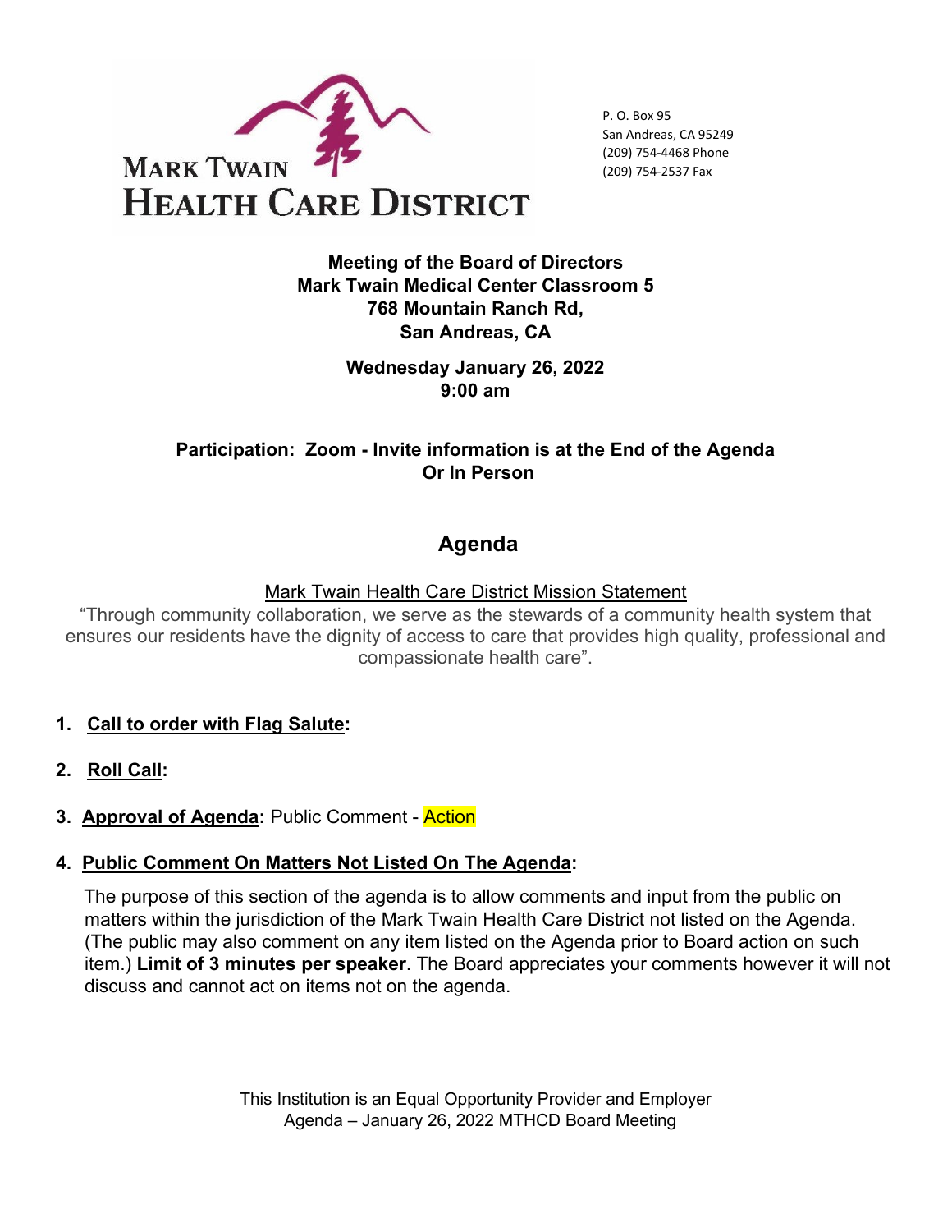MARK TWAIN HEALTH CARE DISTRICT

P. O. Box 95
San Andreas, CA 95249
(209) 754-4468 Phone
(209) 754-2537 Fax

**Meeting of the Board of Directors**
**Mark Twain Medical Center Classroom 5**
**768 Mountain Ranch Rd,**
**San Andreas, CA**

**Wednesday January 26, 2022**
**9:00 am**

**Participation: Zoom - Invite information is at the End of the Agenda**
**Or In Person**

# Agenda

Mark Twain Health Care District Mission Statement

"Through community collaboration, we serve as the stewards of a community health system that ensures our residents have the dignity of access to care that provides high quality, professional and compassionate health care".

1. **Call to order with Flag Salute:**

2. **Roll Call:**

3. **Approval of Agenda:** Public Comment - Action

4. **Public Comment On Matters Not Listed On The Agenda:**

   The purpose of this section of the agenda is to allow comments and input from the public on matters within the jurisdiction of the Mark Twain Health Care District not listed on the Agenda. (The public may also comment on any item listed on the Agenda prior to Board action on such item.) **Limit of 3 minutes per speaker**. The Board appreciates your comments however it will not discuss and cannot act on items not on the agenda.

This Institution is an Equal Opportunity Provider and Employer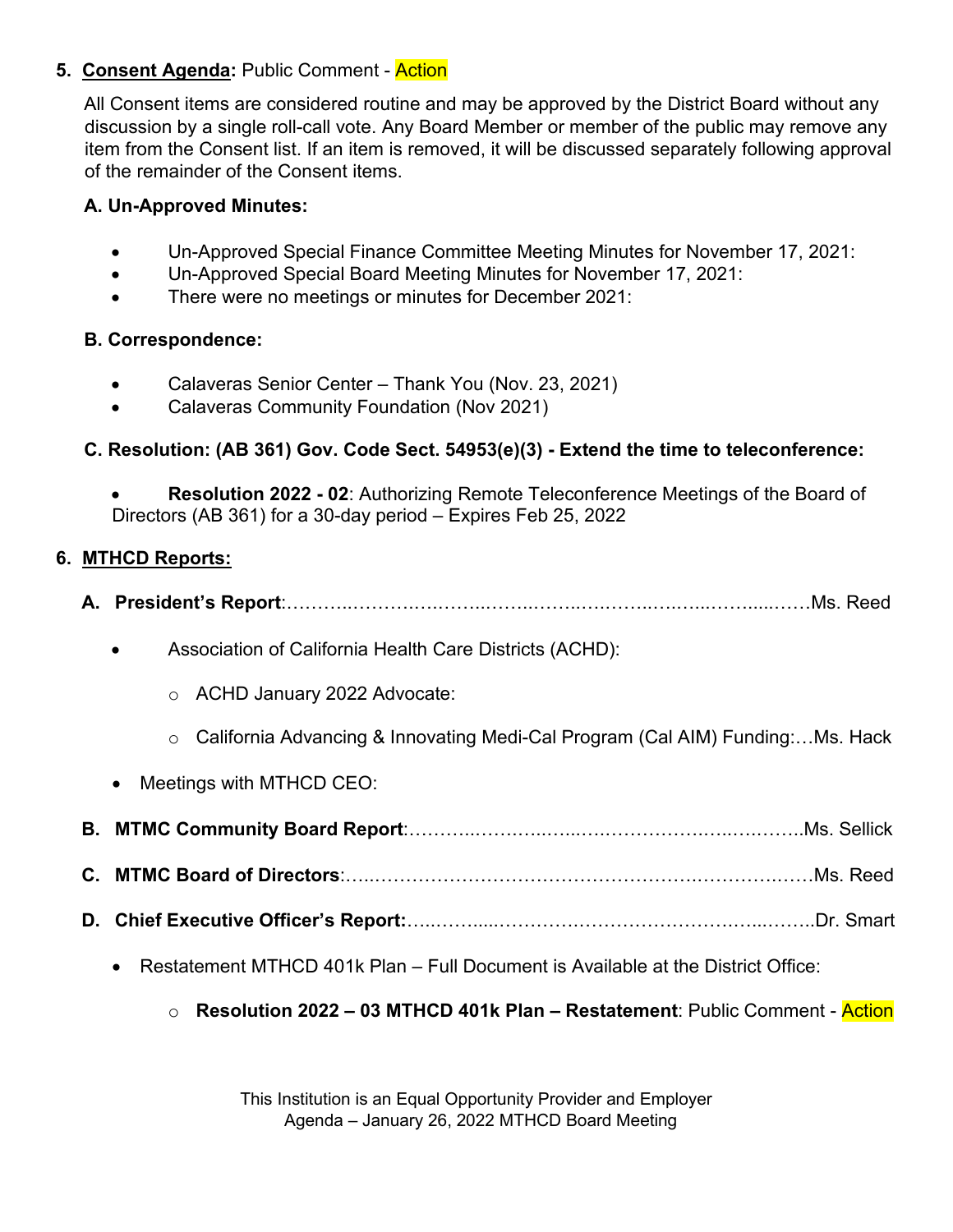5. **Consent Agenda:** Public Comment - Action

All Consent items are considered routine and may be approved by the District Board without any discussion by a single roll-call vote. Any Board Member or member of the public may remove any item from the Consent list. If an item is removed, it will be discussed separately following approval of the remainder of the Consent items.

**A. Un-Approved Minutes:**

- Un-Approved Special Finance Committee Meeting Minutes for November 17, 2021:
- Un-Approved Special Board Meeting Minutes for November 17, 2021:
- There were no meetings or minutes for December 2021:

**B. Correspondence:**

- Calaveras Senior Center – Thank You (Nov. 23, 2021)
- Calaveras Community Foundation (Nov 2021)

**C. Resolution: (AB 361) Gov. Code Sect. 54953(e)(3) - Extend the time to teleconference:**

- **Resolution 2022 - 02**: Authorizing Remote Teleconference Meetings of the Board of Directors (AB 361) for a 30-day period – Expires Feb 25, 2022

6. **MTHCD Reports:**

**A. President's Report**:……………………………………………………………………Ms. Reed

- Association of California Health Care Districts (ACHD):
  - ACHD January 2022 Advocate:
  - California Advancing & Innovating Medi-Cal Program (Cal AIM) Funding:…Ms. Hack
- Meetings with MTHCD CEO:

**B. MTMC Community Board Report**:……………………………………………………Ms. Sellick

**C. MTMC Board of Directors**:……………………………………………………………Ms. Reed

**D. Chief Executive Officer's Report:**………………………………………………………Dr. Smart

- Restatement MTHCD 401k Plan – Full Document is Available at the District Office:
  - **Resolution 2022 – 03 MTHCD 401k Plan – Restatement**: Public Comment - Action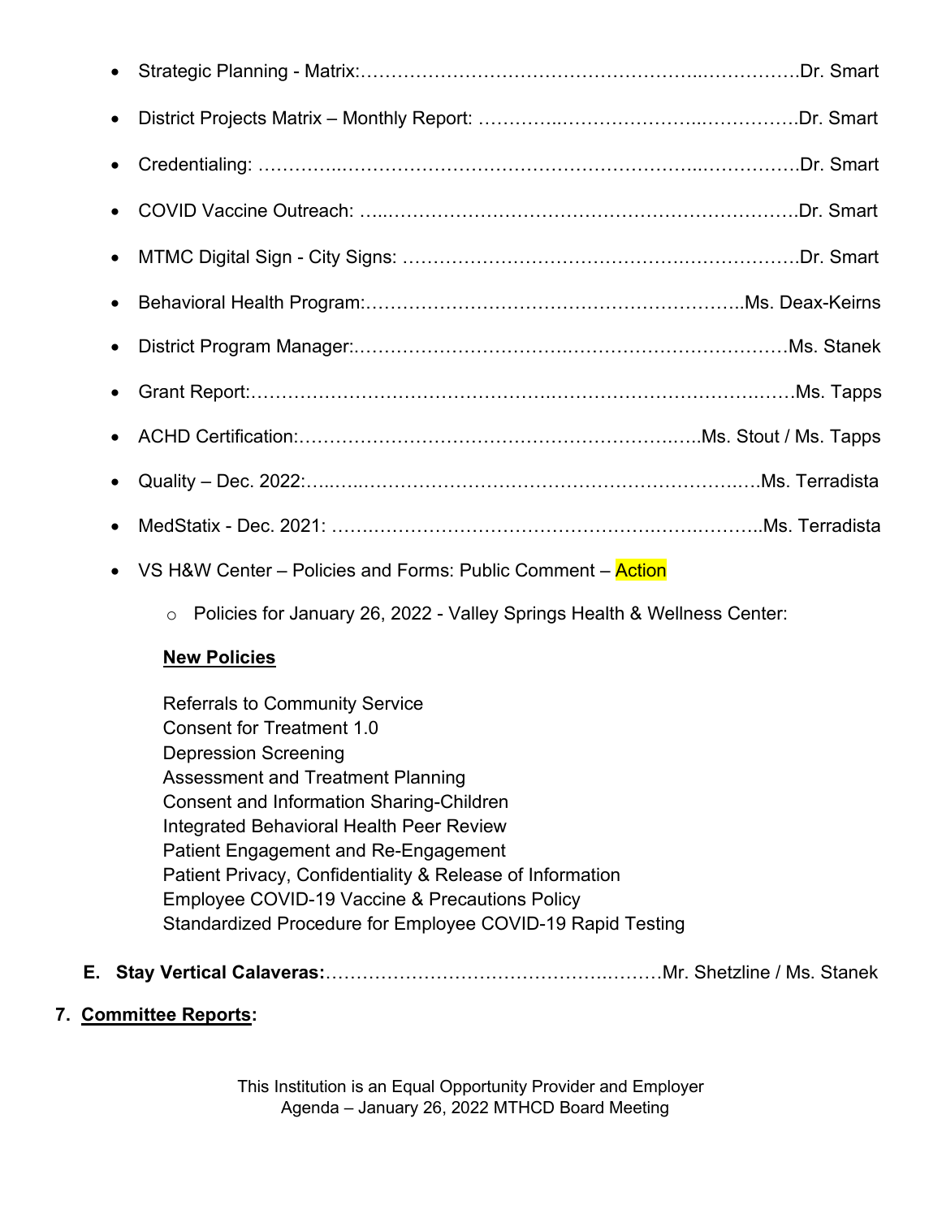- Strategic Planning - Matrix:…………………………………………………..…………….Dr. Smart
- District Projects Matrix – Monthly Report: …………..…………………..…………….Dr. Smart
- Credentialing: …………..……………………………………………………..…………….Dr. Smart
- COVID Vaccine Outreach: …..……………………………………………………………Dr. Smart
- MTMC Digital Sign - City Signs: ………….……………….…………..……………….Dr. Smart
- Behavioral Health Program:……………….……………….…………….……..Ms. Deax-Keirns
- District Program Manager:.…………………………….………………………………Ms. Stanek
- Grant Report:…………………………………………….……………………………….……Ms. Tapps
- ACHD Certification:……………………………………………………….…..Ms. Stout / Ms. Tapps
- Quality – Dec. 2022:…..…..……………………………………………………….……Ms. Terradista
- MedStatix - Dec. 2021: …….……………………………………….…….………..Ms. Terradista
- VS H&W Center – Policies and Forms: Public Comment – Action
  - Policies for January 26, 2022 - Valley Springs Health & Wellness Center:

    **New Policies**

    Referrals to Community Service
    Consent for Treatment 1.0
    Depression Screening
    Assessment and Treatment Planning
    Consent and Information Sharing-Children
    Integrated Behavioral Health Peer Review
    Patient Engagement and Re-Engagement
    Patient Privacy, Confidentiality & Release of Information
    Employee COVID-19 Vaccine & Precautions Policy
    Standardized Procedure for Employee COVID-19 Rapid Testing

E. **Stay Vertical Calaveras:**………………………………………….………Mr. Shetzline / Ms. Stanek

7. **Committee Reports:**

This Institution is an Equal Opportunity Provider and Employer
Agenda – January 26, 2022 MTHCD Board Meeting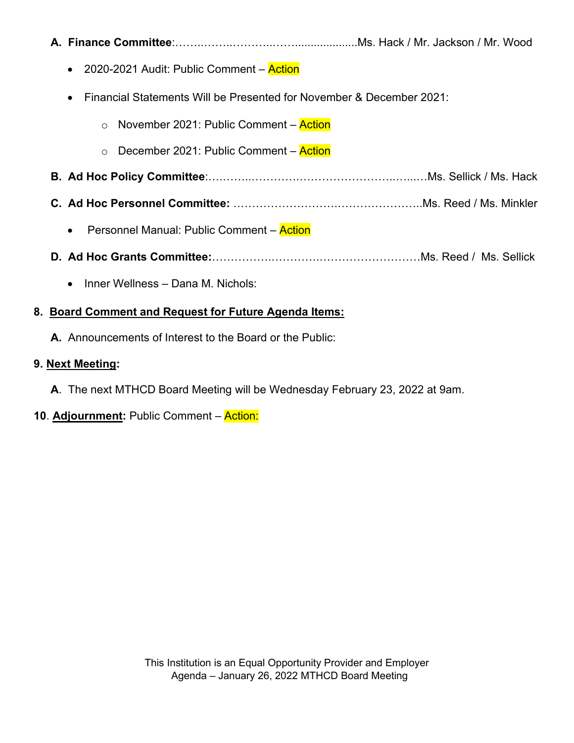**A. Finance Committee**:……..……..………..……...................Ms. Hack / Mr. Jackson / Mr. Wood

- 2020-2021 Audit: Public Comment – Action
- Financial Statements Will be Presented for November & December 2021:
  - November 2021: Public Comment – Action
  - December 2021: Public Comment – Action

**B. Ad Hoc Policy Committee**:………..……………..…………………….…...…Ms. Sellick / Ms. Hack

**C. Ad Hoc Personnel Committee:** …………………….………………….Ms. Reed / Ms. Minkler

- Personnel Manual: Public Comment – Action

**D. Ad Hoc Grants Committee:**……………….…………..………………………Ms. Reed / Ms. Sellick

- Inner Wellness – Dana M. Nichols:

**8. Board Comment and Request for Future Agenda Items:**

**A.** Announcements of Interest to the Board or the Public:

**9. Next Meeting:**

**A**. The next MTHCD Board Meeting will be Wednesday February 23, 2022 at 9am.

**10**. **Adjournment:** Public Comment – Action:

This Institution is an Equal Opportunity Provider and Employer
Agenda – January 26, 2022 MTHCD Board Meeting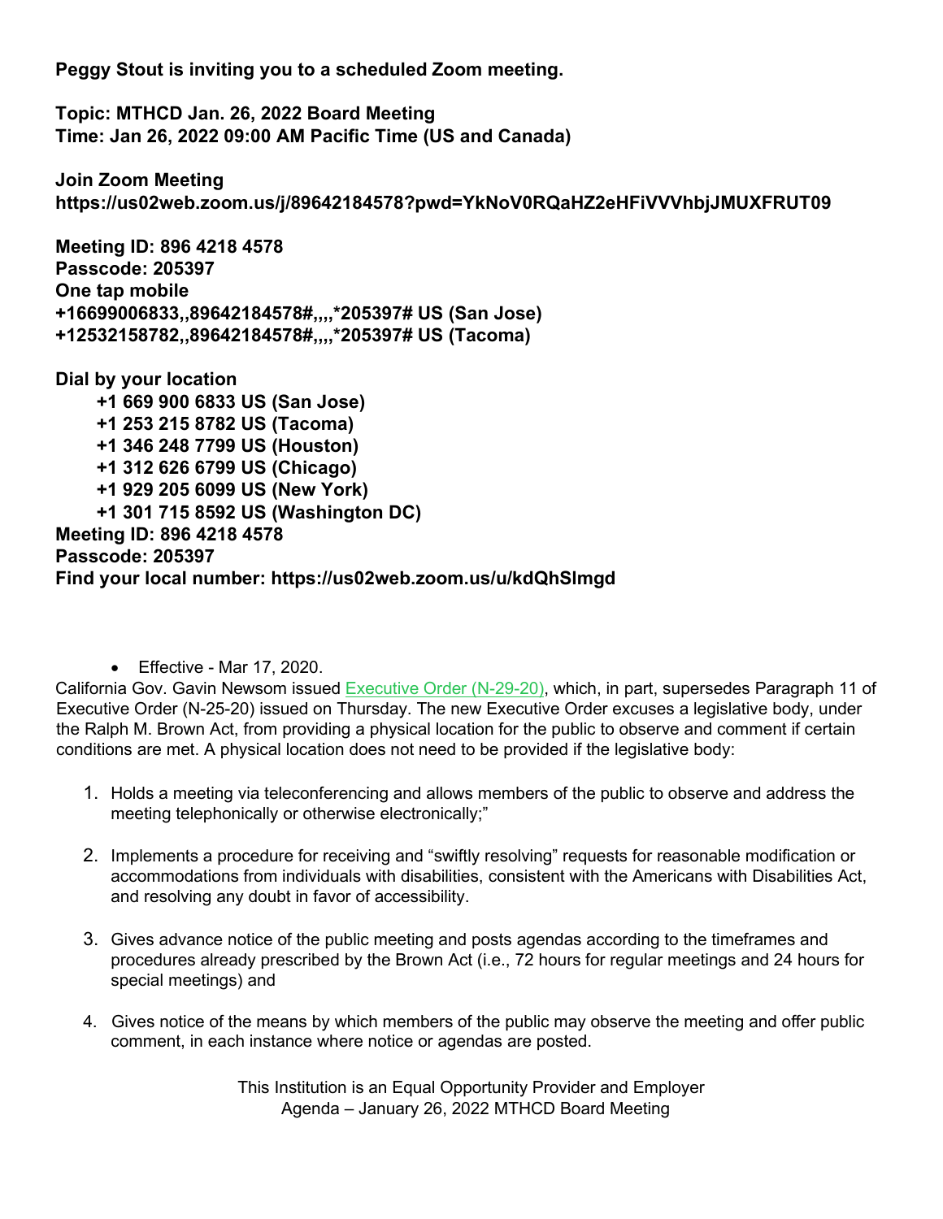**Peggy Stout is inviting you to a scheduled Zoom meeting.**

**Topic: MTHCD Jan. 26, 2022 Board Meeting**
**Time: Jan 26, 2022 09:00 AM Pacific Time (US and Canada)**

**Join Zoom Meeting**
**https://us02web.zoom.us/j/89642184578?pwd=YkNoV0RQaHZ2eHFiVVVhbjJMUXFRUT09**

**Meeting ID: 896 4218 4578**
**Passcode: 205397**
**One tap mobile**
**+16699006833,,89642184578#,,,,*205397# US (San Jose)**
**+12532158782,,89642184578#,,,,*205397# US (Tacoma)**

**Dial by your location**
**+1 669 900 6833 US (San Jose)**
**+1 253 215 8782 US (Tacoma)**
**+1 346 248 7799 US (Houston)**
**+1 312 626 6799 US (Chicago)**
**+1 929 205 6099 US (New York)**
**+1 301 715 8592 US (Washington DC)**
**Meeting ID: 896 4218 4578**
**Passcode: 205397**
**Find your local number: https://us02web.zoom.us/u/kdQhSlmgd**

- Effective - Mar 17, 2020.

California Gov. Gavin Newsom issued Executive Order (N-29-20), which, in part, supersedes Paragraph 11 of Executive Order (N-25-20) issued on Thursday. The new Executive Order excuses a legislative body, under the Ralph M. Brown Act, from providing a physical location for the public to observe and comment if certain conditions are met. A physical location does not need to be provided if the legislative body:

1. Holds a meeting via teleconferencing and allows members of the public to observe and address the meeting telephonically or otherwise electronically;"
2. Implements a procedure for receiving and "swiftly resolving" requests for reasonable modification or accommodations from individuals with disabilities, consistent with the Americans with Disabilities Act, and resolving any doubt in favor of accessibility.
3. Gives advance notice of the public meeting and posts agendas according to the timeframes and procedures already prescribed by the Brown Act (i.e., 72 hours for regular meetings and 24 hours for special meetings) and
4. Gives notice of the means by which members of the public may observe the meeting and offer public comment, in each instance where notice or agendas are posted.

This Institution is an Equal Opportunity Provider and Employer
Agenda – January 26, 2022 MTHCD Board Meeting